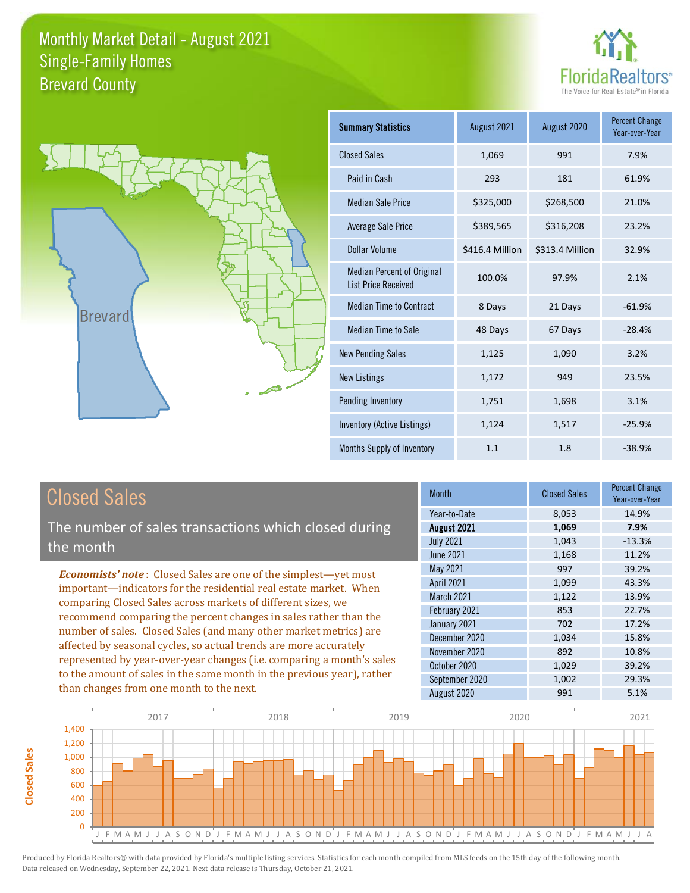# Monthly Market Detail - August 2021
## Single-Family Homes
## Brevard County

FloridaRealtors®
The Voice for Real Estate® in Florida

Brevard

| Summary Statistics | August 2021 | August 2020 | Percent Change Year-over-Year |
|---|---|---|---|
| Closed Sales | 1,069 | 991 | 7.9% |
| Paid in Cash | 293 | 181 | 61.9% |
| Median Sale Price | $325,000 | $268,500 | 21.0% |
| Average Sale Price | $389,565 | $316,208 | 23.2% |
| Dollar Volume | $416.4 Million | $313.4 Million | 32.9% |
| Median Percent of Original List Price Received | 100.0% | 97.9% | 2.1% |
| Median Time to Contract | 8 Days | 21 Days | -61.9% |
| Median Time to Sale | 48 Days | 67 Days | -28.4% |
| New Pending Sales | 1,125 | 1,090 | 3.2% |
| New Listings | 1,172 | 949 | 23.5% |
| Pending Inventory | 1,751 | 1,698 | 3.1% |
| Inventory (Active Listings) | 1,124 | 1,517 | -25.9% |
| Months Supply of Inventory | 1.1 | 1.8 | -38.9% |

## Closed Sales

The number of sales transactions which closed during the month

***Economists' note***: Closed Sales are one of the simplest—yet most important—indicators for the residential real estate market. When comparing Closed Sales across markets of different sizes, we recommend comparing the percent changes in sales rather than the number of sales. Closed Sales (and many other market metrics) are affected by seasonal cycles, so actual trends are more accurately represented by year-over-year changes (i.e. comparing a month's sales to the amount of sales in the same month in the previous year), rather than changes from one month to the next.

| Month | Closed Sales | Percent Change Year-over-Year |
|---|---|---|
| Year-to-Date | 8,053 | 14.9% |
| **August 2021** | **1,069** | **7.9%** |
| July 2021 | 1,043 | -13.3% |
| June 2021 | 1,168 | 11.2% |
| May 2021 | 997 | 39.2% |
| April 2021 | 1,099 | 43.3% |
| March 2021 | 1,122 | 13.9% |
| February 2021 | 853 | 22.7% |
| January 2021 | 702 | 17.2% |
| December 2020 | 1,034 | 15.8% |
| November 2020 | 892 | 10.8% |
| October 2020 | 1,029 | 39.2% |
| September 2020 | 1,002 | 29.3% |
| August 2020 | 991 | 5.1% |

Produced by Florida Realtors® with data provided by Florida's multiple listing services. Statistics for each month compiled from MLS feeds on the 15th day of the following month. Data released on Wednesday, September 22, 2021. Next data release is Thursday, October 21, 2021.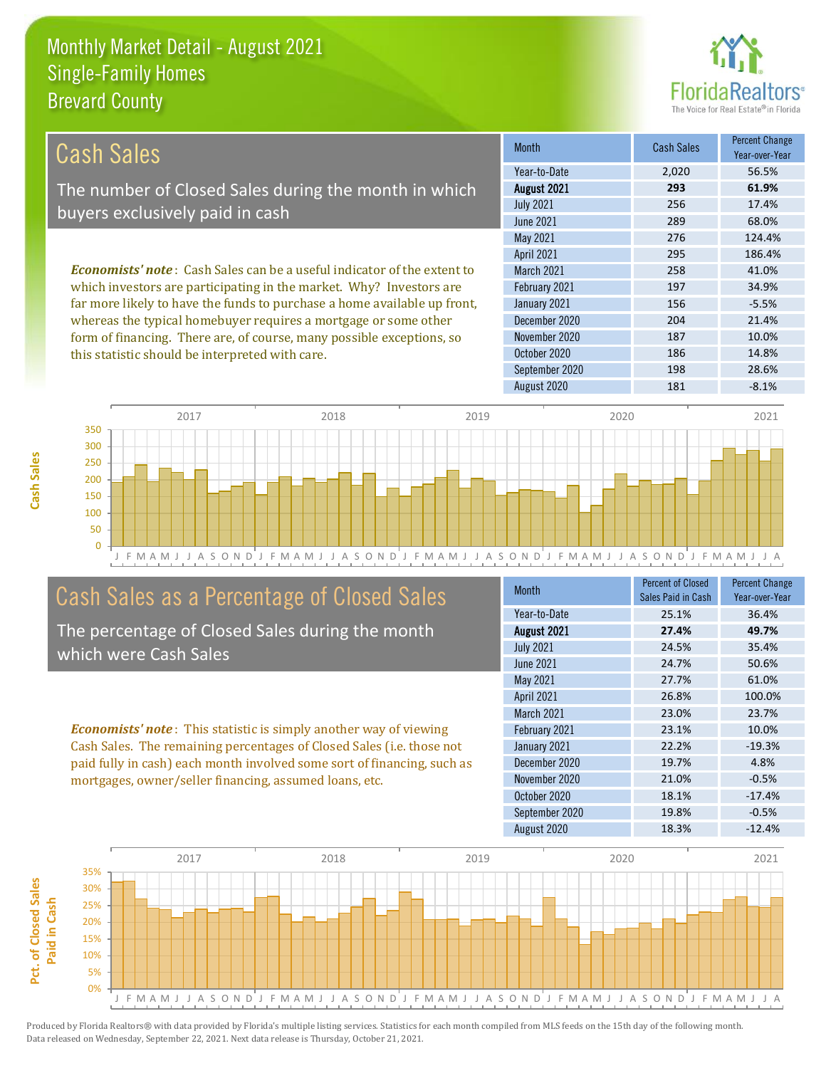# Monthly Market Detail - August 2021
## Single-Family Homes
## Brevard County

## Cash Sales

The number of Closed Sales during the month in which buyers exclusively paid in cash

*Economists' note*: Cash Sales can be a useful indicator of the extent to which investors are participating in the market. Why? Investors are far more likely to have the funds to purchase a home available up front, whereas the typical homebuyer requires a mortgage or some other form of financing. There are, of course, many possible exceptions, so this statistic should be interpreted with care.

| Month | Cash Sales | Percent Change Year-over-Year |
|---|---|---|
| Year-to-Date | 2,020 | 56.5% |
| **August 2021** | **293** | **61.9%** |
| July 2021 | 256 | 17.4% |
| June 2021 | 289 | 68.0% |
| May 2021 | 276 | 124.4% |
| April 2021 | 295 | 186.4% |
| March 2021 | 258 | 41.0% |
| February 2021 | 197 | 34.9% |
| January 2021 | 156 | -5.5% |
| December 2020 | 204 | 21.4% |
| November 2020 | 187 | 10.0% |
| October 2020 | 186 | 14.8% |
| September 2020 | 198 | 28.6% |
| August 2020 | 181 | -8.1% |

## Cash Sales as a Percentage of Closed Sales

The percentage of Closed Sales during the month which were Cash Sales

*Economists' note*: This statistic is simply another way of viewing Cash Sales. The remaining percentages of Closed Sales (i.e. those not paid fully in cash) each month involved some sort of financing, such as mortgages, owner/seller financing, assumed loans, etc.

| Month | Percent of Closed Sales Paid in Cash | Percent Change Year-over-Year |
|---|---|---|
| Year-to-Date | 25.1% | 36.4% |
| **August 2021** | **27.4%** | **49.7%** |
| July 2021 | 24.5% | 35.4% |
| June 2021 | 24.7% | 50.6% |
| May 2021 | 27.7% | 61.0% |
| April 2021 | 26.8% | 100.0% |
| March 2021 | 23.0% | 23.7% |
| February 2021 | 23.1% | 10.0% |
| January 2021 | 22.2% | -19.3% |
| December 2020 | 19.7% | 4.8% |
| November 2020 | 21.0% | -0.5% |
| October 2020 | 18.1% | -17.4% |
| September 2020 | 19.8% | -0.5% |
| August 2020 | 18.3% | -12.4% |

Produced by Florida Realtors® with data provided by Florida's multiple listing services. Statistics for each month compiled from MLS feeds on the 15th day of the following month. Data released on Wednesday, September 22, 2021. Next data release is Thursday, October 21, 2021.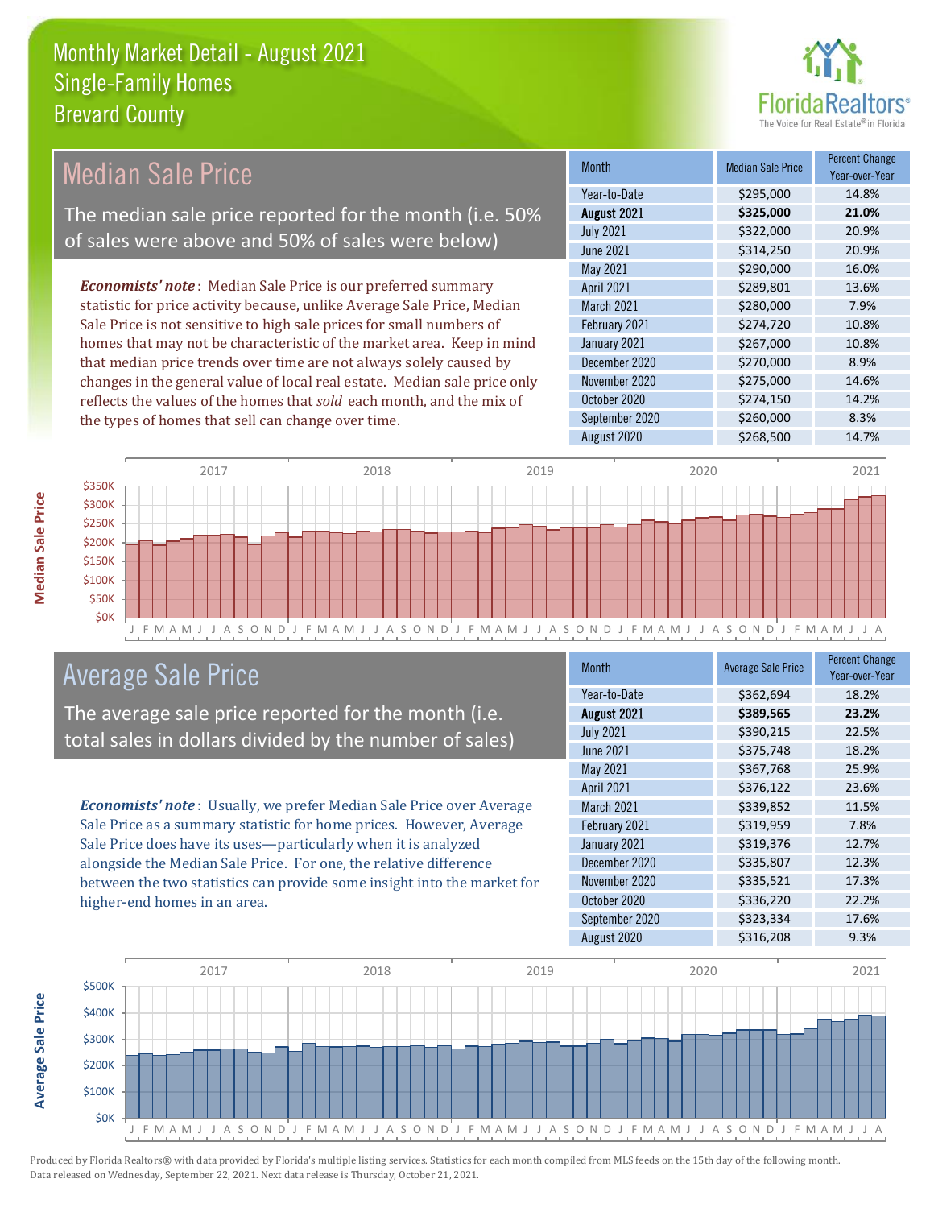# Monthly Market Detail - August 2021
## Single-Family Homes
## Brevard County

## Median Sale Price

The median sale price reported for the month (i.e. 50% of sales were above and 50% of sales were below)

*Economists' note*: Median Sale Price is our preferred summary statistic for price activity because, unlike Average Sale Price, Median Sale Price is not sensitive to high sale prices for small numbers of homes that may not be characteristic of the market area. Keep in mind that median price trends over time are not always solely caused by changes in the general value of local real estate. Median sale price only reflects the values of the homes that *sold* each month, and the mix of the types of homes that sell can change over time.

| Month | Median Sale Price | Percent Change Year-over-Year |
|---|---|---|
| Year-to-Date | $295,000 | 14.8% |
| **August 2021** | **$325,000** | **21.0%** |
| July 2021 | $322,000 | 20.9% |
| June 2021 | $314,250 | 20.9% |
| May 2021 | $290,000 | 16.0% |
| April 2021 | $289,801 | 13.6% |
| March 2021 | $280,000 | 7.9% |
| February 2021 | $274,720 | 10.8% |
| January 2021 | $267,000 | 10.8% |
| December 2020 | $270,000 | 8.9% |
| November 2020 | $275,000 | 14.6% |
| October 2020 | $274,150 | 14.2% |
| September 2020 | $260,000 | 8.3% |
| August 2020 | $268,500 | 14.7% |

## Average Sale Price

The average sale price reported for the month (i.e. total sales in dollars divided by the number of sales)

*Economists' note*: Usually, we prefer Median Sale Price over Average Sale Price as a summary statistic for home prices. However, Average Sale Price does have its uses—particularly when it is analyzed alongside the Median Sale Price. For one, the relative difference between the two statistics can provide some insight into the market for higher-end homes in an area.

| Month | Average Sale Price | Percent Change Year-over-Year |
|---|---|---|
| Year-to-Date | $362,694 | 18.2% |
| **August 2021** | **$389,565** | **23.2%** |
| July 2021 | $390,215 | 22.5% |
| June 2021 | $375,748 | 18.2% |
| May 2021 | $367,768 | 25.9% |
| April 2021 | $376,122 | 23.6% |
| March 2021 | $339,852 | 11.5% |
| February 2021 | $319,959 | 7.8% |
| January 2021 | $319,376 | 12.7% |
| December 2020 | $335,807 | 12.3% |
| November 2020 | $335,521 | 17.3% |
| October 2020 | $336,220 | 22.2% |
| September 2020 | $323,334 | 17.6% |
| August 2020 | $316,208 | 9.3% |

Produced by Florida Realtors® with data provided by Florida's multiple listing services. Statistics for each month compiled from MLS feeds on the 15th day of the following month. Data released on Wednesday, September 22, 2021. Next data release is Thursday, October 21, 2021.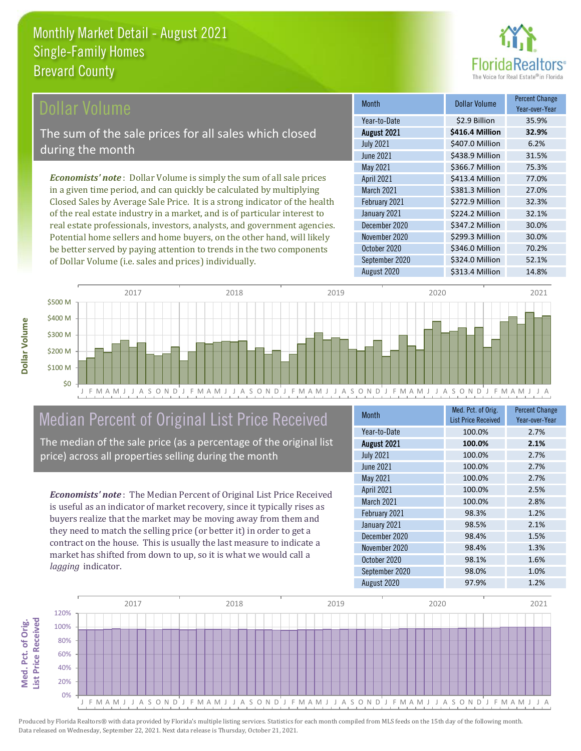# Monthly Market Detail - August 2021
## Single-Family Homes
## Brevard County

## Dollar Volume

The sum of the sale prices for all sales which closed during the month

*Economists' note*: Dollar Volume is simply the sum of all sale prices in a given time period, and can quickly be calculated by multiplying Closed Sales by Average Sale Price. It is a strong indicator of the health of the real estate industry in a market, and is of particular interest to real estate professionals, investors, analysts, and government agencies. Potential home sellers and home buyers, on the other hand, will likely be better served by paying attention to trends in the two components of Dollar Volume (i.e. sales and prices) individually.

| Month | Dollar Volume | Percent Change Year-over-Year |
|---|---|---|
| Year-to-Date | $2.9 Billion | 35.9% |
| **August 2021** | **$416.4 Million** | **32.9%** |
| July 2021 | $407.0 Million | 6.2% |
| June 2021 | $438.9 Million | 31.5% |
| May 2021 | $366.7 Million | 75.3% |
| April 2021 | $413.4 Million | 77.0% |
| March 2021 | $381.3 Million | 27.0% |
| February 2021 | $272.9 Million | 32.3% |
| January 2021 | $224.2 Million | 32.1% |
| December 2020 | $347.2 Million | 30.0% |
| November 2020 | $299.3 Million | 30.0% |
| October 2020 | $346.0 Million | 70.2% |
| September 2020 | $324.0 Million | 52.1% |
| August 2020 | $313.4 Million | 14.8% |

## Median Percent of Original List Price Received

The median of the sale price (as a percentage of the original list price) across all properties selling during the month

*Economists' note*: The Median Percent of Original List Price Received is useful as an indicator of market recovery, since it typically rises as buyers realize that the market may be moving away from them and they need to match the selling price (or better it) in order to get a contract on the house. This is usually the last measure to indicate a market has shifted from down to up, so it is what we would call a *lagging* indicator.

| Month | Med. Pct. of Orig. List Price Received | Percent Change Year-over-Year |
|---|---|---|
| Year-to-Date | 100.0% | 2.7% |
| **August 2021** | **100.0%** | **2.1%** |
| July 2021 | 100.0% | 2.7% |
| June 2021 | 100.0% | 2.7% |
| May 2021 | 100.0% | 2.7% |
| April 2021 | 100.0% | 2.5% |
| March 2021 | 100.0% | 2.8% |
| February 2021 | 98.3% | 1.2% |
| January 2021 | 98.5% | 2.1% |
| December 2020 | 98.4% | 1.5% |
| November 2020 | 98.4% | 1.3% |
| October 2020 | 98.1% | 1.6% |
| September 2020 | 98.0% | 1.0% |
| August 2020 | 97.9% | 1.2% |

Produced by Florida Realtors® with data provided by Florida's multiple listing services. Statistics for each month compiled from MLS feeds on the 15th day of the following month. Data released on Wednesday, September 22, 2021. Next data release is Thursday, October 21, 2021.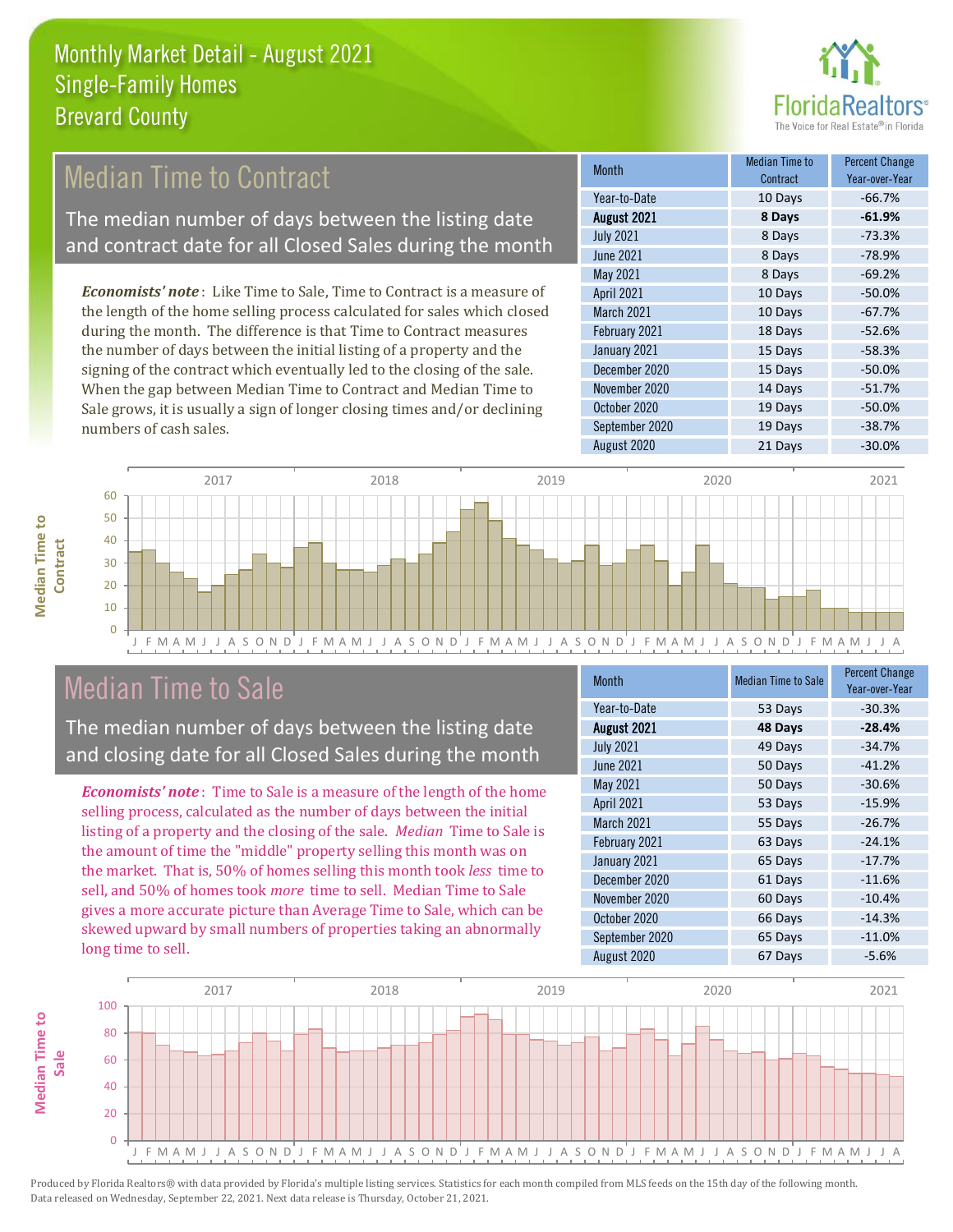# Monthly Market Detail - August 2021
## Single-Family Homes
## Brevard County

## Median Time to Contract

The median number of days between the listing date and contract date for all Closed Sales during the month

*Economists' note*: Like Time to Sale, Time to Contract is a measure of the length of the home selling process calculated for sales which closed during the month. The difference is that Time to Contract measures the number of days between the initial listing of a property and the signing of the contract which eventually led to the closing of the sale. When the gap between Median Time to Contract and Median Time to Sale grows, it is usually a sign of longer closing times and/or declining numbers of cash sales.

| Month | Median Time to Contract | Percent Change Year-over-Year |
|---|---|---|
| Year-to-Date | 10 Days | -66.7% |
| **August 2021** | **8 Days** | **-61.9%** |
| July 2021 | 8 Days | -73.3% |
| June 2021 | 8 Days | -78.9% |
| May 2021 | 8 Days | -69.2% |
| April 2021 | 10 Days | -50.0% |
| March 2021 | 10 Days | -67.7% |
| February 2021 | 18 Days | -52.6% |
| January 2021 | 15 Days | -58.3% |
| December 2020 | 15 Days | -50.0% |
| November 2020 | 14 Days | -51.7% |
| October 2020 | 19 Days | -50.0% |
| September 2020 | 19 Days | -38.7% |
| August 2020 | 21 Days | -30.0% |

## Median Time to Sale

The median number of days between the listing date and closing date for all Closed Sales during the month

*Economists' note*: Time to Sale is a measure of the length of the home selling process, calculated as the number of days between the initial listing of a property and the closing of the sale. *Median* Time to Sale is the amount of time the "middle" property selling this month was on the market. That is, 50% of homes selling this month took *less* time to sell, and 50% of homes took *more* time to sell. Median Time to Sale gives a more accurate picture than Average Time to Sale, which can be skewed upward by small numbers of properties taking an abnormally long time to sell.

| Month | Median Time to Sale | Percent Change Year-over-Year |
|---|---|---|
| Year-to-Date | 53 Days | -30.3% |
| **August 2021** | **48 Days** | **-28.4%** |
| July 2021 | 49 Days | -34.7% |
| June 2021 | 50 Days | -41.2% |
| May 2021 | 50 Days | -30.6% |
| April 2021 | 53 Days | -15.9% |
| March 2021 | 55 Days | -26.7% |
| February 2021 | 63 Days | -24.1% |
| January 2021 | 65 Days | -17.7% |
| December 2020 | 61 Days | -11.6% |
| November 2020 | 60 Days | -10.4% |
| October 2020 | 66 Days | -14.3% |
| September 2020 | 65 Days | -11.0% |
| August 2020 | 67 Days | -5.6% |

Produced by Florida Realtors® with data provided by Florida's multiple listing services. Statistics for each month compiled from MLS feeds on the 15th day of the following month. Data released on Wednesday, September 22, 2021. Next data release is Thursday, October 21, 2021.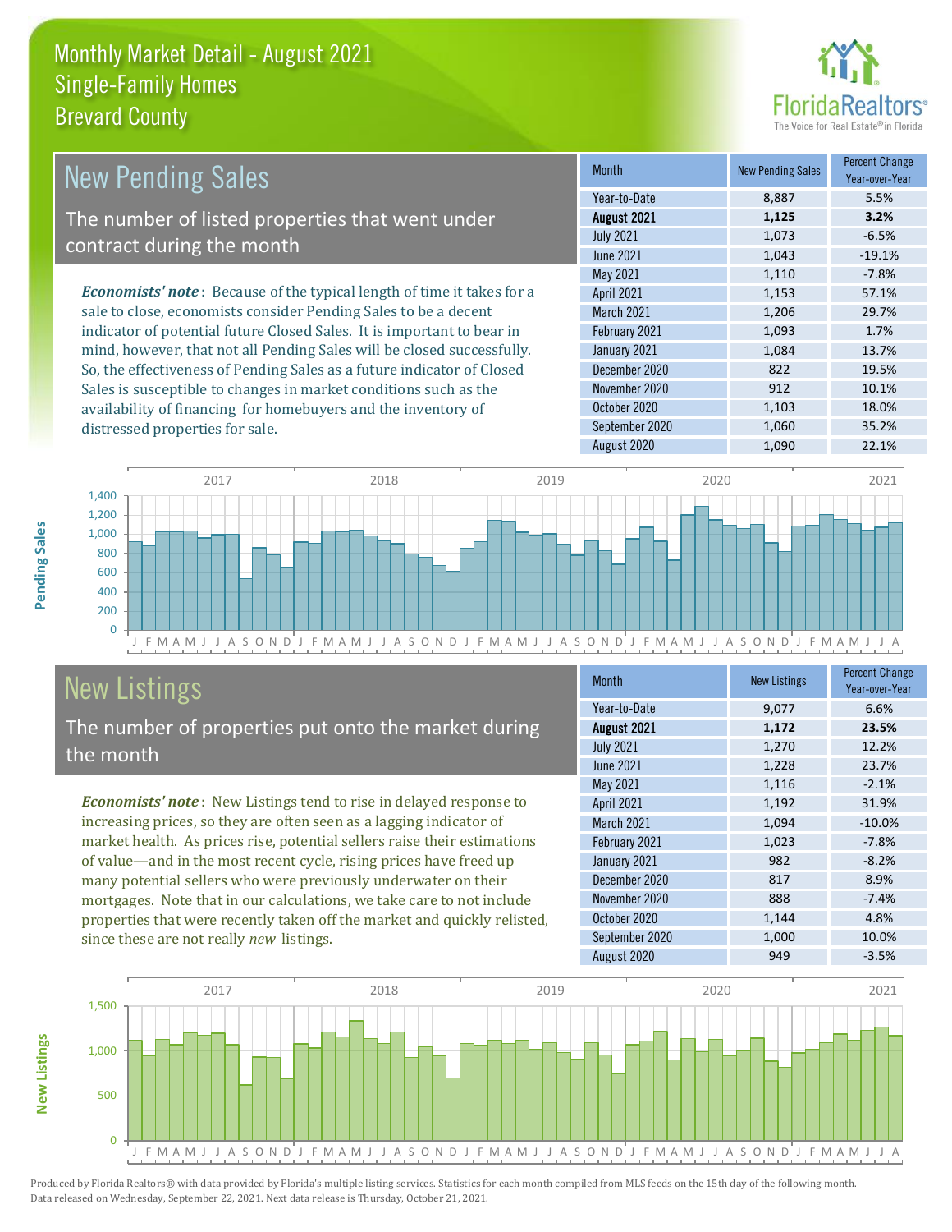# Monthly Market Detail - August 2021
## Single-Family Homes
## Brevard County

## New Pending Sales

The number of listed properties that went under contract during the month

*Economists' note*: Because of the typical length of time it takes for a sale to close, economists consider Pending Sales to be a decent indicator of potential future Closed Sales. It is important to bear in mind, however, that not all Pending Sales will be closed successfully. So, the effectiveness of Pending Sales as a future indicator of Closed Sales is susceptible to changes in market conditions such as the availability of financing for homebuyers and the inventory of distressed properties for sale.

| Month | New Pending Sales | Percent Change Year-over-Year |
|---|---|---|
| Year-to-Date | 8,887 | 5.5% |
| **August 2021** | **1,125** | **3.2%** |
| July 2021 | 1,073 | -6.5% |
| June 2021 | 1,043 | -19.1% |
| May 2021 | 1,110 | -7.8% |
| April 2021 | 1,153 | 57.1% |
| March 2021 | 1,206 | 29.7% |
| February 2021 | 1,093 | 1.7% |
| January 2021 | 1,084 | 13.7% |
| December 2020 | 822 | 19.5% |
| November 2020 | 912 | 10.1% |
| October 2020 | 1,103 | 18.0% |
| September 2020 | 1,060 | 35.2% |
| August 2020 | 1,090 | 22.1% |

## New Listings

The number of properties put onto the market during the month

*Economists' note*: New Listings tend to rise in delayed response to increasing prices, so they are often seen as a lagging indicator of market health. As prices rise, potential sellers raise their estimations of value—and in the most recent cycle, rising prices have freed up many potential sellers who were previously underwater on their mortgages. Note that in our calculations, we take care to not include properties that were recently taken off the market and quickly relisted, since these are not really *new* listings.

| Month | New Listings | Percent Change Year-over-Year |
|---|---|---|
| Year-to-Date | 9,077 | 6.6% |
| **August 2021** | **1,172** | **23.5%** |
| July 2021 | 1,270 | 12.2% |
| June 2021 | 1,228 | 23.7% |
| May 2021 | 1,116 | -2.1% |
| April 2021 | 1,192 | 31.9% |
| March 2021 | 1,094 | -10.0% |
| February 2021 | 1,023 | -7.8% |
| January 2021 | 982 | -8.2% |
| December 2020 | 817 | 8.9% |
| November 2020 | 888 | -7.4% |
| October 2020 | 1,144 | 4.8% |
| September 2020 | 1,000 | 10.0% |
| August 2020 | 949 | -3.5% |

Produced by Florida Realtors® with data provided by Florida's multiple listing services. Statistics for each month compiled from MLS feeds on the 15th day of the following month. Data released on Wednesday, September 22, 2021. Next data release is Thursday, October 21, 2021.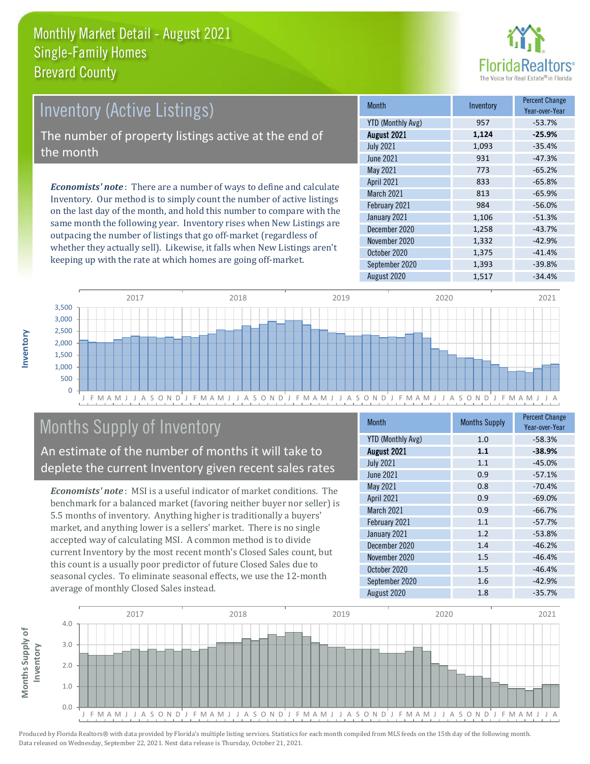# Monthly Market Detail - August 2021
## Single-Family Homes
## Brevard County

## Inventory (Active Listings)

The number of property listings active at the end of the month

*Economists' note*: There are a number of ways to define and calculate Inventory. Our method is to simply count the number of active listings on the last day of the month, and hold this number to compare with the same month the following year. Inventory rises when New Listings are outpacing the number of listings that go off-market (regardless of whether they actually sell). Likewise, it falls when New Listings aren't keeping up with the rate at which homes are going off-market.

| Month | Inventory | Percent Change Year-over-Year |
|---|---|---|
| YTD (Monthly Avg) | 957 | -53.7% |
| **August 2021** | **1,124** | **-25.9%** |
| July 2021 | 1,093 | -35.4% |
| June 2021 | 931 | -47.3% |
| May 2021 | 773 | -65.2% |
| April 2021 | 833 | -65.8% |
| March 2021 | 813 | -65.9% |
| February 2021 | 984 | -56.0% |
| January 2021 | 1,106 | -51.3% |
| December 2020 | 1,258 | -43.7% |
| November 2020 | 1,332 | -42.9% |
| October 2020 | 1,375 | -41.4% |
| September 2020 | 1,393 | -39.8% |
| August 2020 | 1,517 | -34.4% |

## Months Supply of Inventory

An estimate of the number of months it will take to deplete the current Inventory given recent sales rates

*Economists' note*: MSI is a useful indicator of market conditions. The benchmark for a balanced market (favoring neither buyer nor seller) is 5.5 months of inventory. Anything higher is traditionally a buyers' market, and anything lower is a sellers' market. There is no single accepted way of calculating MSI. A common method is to divide current Inventory by the most recent month's Closed Sales count, but this count is a usually poor predictor of future Closed Sales due to seasonal cycles. To eliminate seasonal effects, we use the 12-month average of monthly Closed Sales instead.

| Month | Months Supply | Percent Change Year-over-Year |
|---|---|---|
| YTD (Monthly Avg) | 1.0 | -58.3% |
| **August 2021** | **1.1** | **-38.9%** |
| July 2021 | 1.1 | -45.0% |
| June 2021 | 0.9 | -57.1% |
| May 2021 | 0.8 | -70.4% |
| April 2021 | 0.9 | -69.0% |
| March 2021 | 0.9 | -66.7% |
| February 2021 | 1.1 | -57.7% |
| January 2021 | 1.2 | -53.8% |
| December 2020 | 1.4 | -46.2% |
| November 2020 | 1.5 | -46.4% |
| October 2020 | 1.5 | -46.4% |
| September 2020 | 1.6 | -42.9% |
| August 2020 | 1.8 | -35.7% |

Produced by Florida Realtors® with data provided by Florida's multiple listing services. Statistics for each month compiled from MLS feeds on the 15th day of the following month. Data released on Wednesday, September 22, 2021. Next data release is Thursday, October 21, 2021.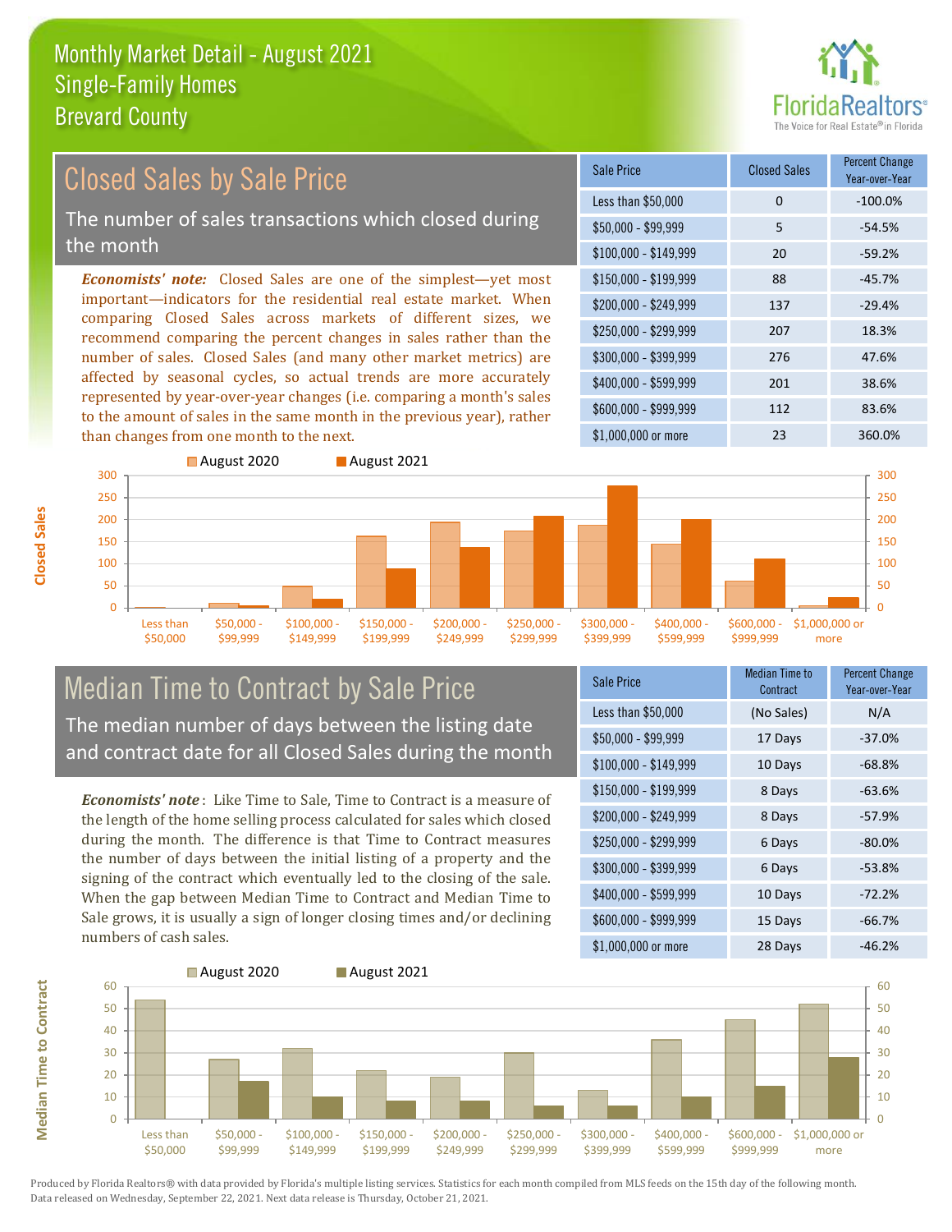# Monthly Market Detail - August 2021
## Single-Family Homes
## Brevard County

## Closed Sales by Sale Price

The number of sales transactions which closed during the month

***Economists' note:*** Closed Sales are one of the simplest—yet most important—indicators for the residential real estate market. When comparing Closed Sales across markets of different sizes, we recommend comparing the percent changes in sales rather than the number of sales. Closed Sales (and many other market metrics) are affected by seasonal cycles, so actual trends are more accurately represented by year-over-year changes (i.e. comparing a month's sales to the amount of sales in the same month in the previous year), rather than changes from one month to the next.

| Sale Price | Closed Sales | Percent Change Year-over-Year |
| --- | --- | --- |
| Less than $50,000 | 0 | -100.0% |
| $50,000 - $99,999 | 5 | -54.5% |
| $100,000 - $149,999 | 20 | -59.2% |
| $150,000 - $199,999 | 88 | -45.7% |
| $200,000 - $249,999 | 137 | -29.4% |
| $250,000 - $299,999 | 207 | 18.3% |
| $300,000 - $399,999 | 276 | 47.6% |
| $400,000 - $599,999 | 201 | 38.6% |
| $600,000 - $999,999 | 112 | 83.6% |
| $1,000,000 or more | 23 | 360.0% |

## Median Time to Contract by Sale Price

The median number of days between the listing date and contract date for all Closed Sales during the month

***Economists' note*** : Like Time to Sale, Time to Contract is a measure of the length of the home selling process calculated for sales which closed during the month. The difference is that Time to Contract measures the number of days between the initial listing of a property and the signing of the contract which eventually led to the closing of the sale. When the gap between Median Time to Contract and Median Time to Sale grows, it is usually a sign of longer closing times and/or declining numbers of cash sales.

| Sale Price | Median Time to Contract | Percent Change Year-over-Year |
| --- | --- | --- |
| Less than $50,000 | (No Sales) | N/A |
| $50,000 - $99,999 | 17 Days | -37.0% |
| $100,000 - $149,999 | 10 Days | -68.8% |
| $150,000 - $199,999 | 8 Days | -63.6% |
| $200,000 - $249,999 | 8 Days | -57.9% |
| $250,000 - $299,999 | 6 Days | -80.0% |
| $300,000 - $399,999 | 6 Days | -53.8% |
| $400,000 - $599,999 | 10 Days | -72.2% |
| $600,000 - $999,999 | 15 Days | -66.7% |
| $1,000,000 or more | 28 Days | -46.2% |

Produced by Florida Realtors® with data provided by Florida's multiple listing services. Statistics for each month compiled from MLS feeds on the 15th day of the following month. Data released on Wednesday, September 22, 2021. Next data release is Thursday, October 21, 2021.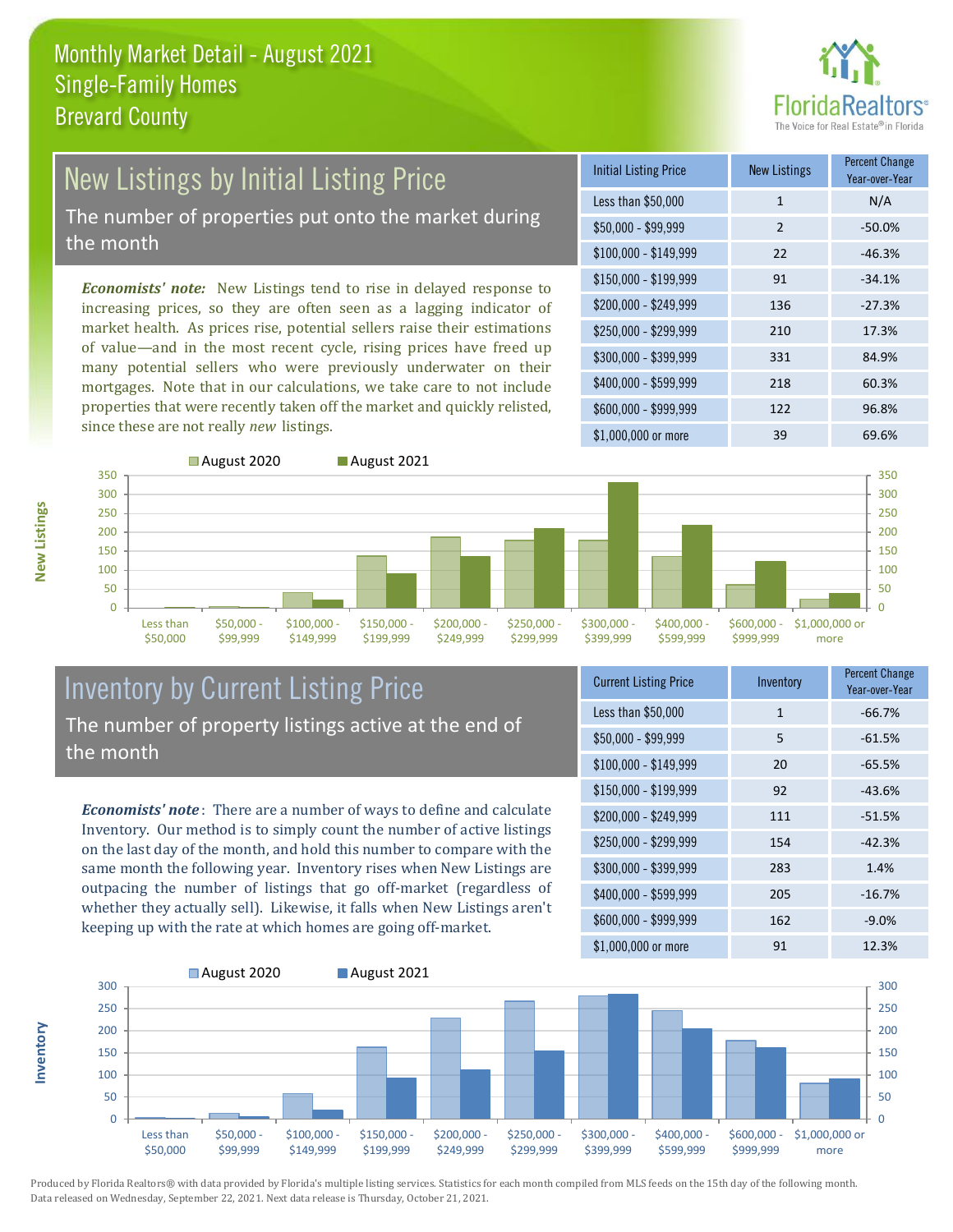# Monthly Market Detail - August 2021
## Single-Family Homes
## Brevard County

## New Listings by Initial Listing Price

The number of properties put onto the market during the month

*Economists' note:* New Listings tend to rise in delayed response to increasing prices, so they are often seen as a lagging indicator of market health. As prices rise, potential sellers raise their estimations of value—and in the most recent cycle, rising prices have freed up many potential sellers who were previously underwater on their mortgages. Note that in our calculations, we take care to not include properties that were recently taken off the market and quickly relisted, since these are not really *new* listings.

| Initial Listing Price | New Listings | Percent Change Year-over-Year |
|---|---|---|
| Less than $50,000 | 1 | N/A |
| $50,000 - $99,999 | 2 | -50.0% |
| $100,000 - $149,999 | 22 | -46.3% |
| $150,000 - $199,999 | 91 | -34.1% |
| $200,000 - $249,999 | 136 | -27.3% |
| $250,000 - $299,999 | 210 | 17.3% |
| $300,000 - $399,999 | 331 | 84.9% |
| $400,000 - $599,999 | 218 | 60.3% |
| $600,000 - $999,999 | 122 | 96.8% |
| $1,000,000 or more | 39 | 69.6% |

## Inventory by Current Listing Price

The number of property listings active at the end of the month

*Economists' note*: There are a number of ways to define and calculate Inventory. Our method is to simply count the number of active listings on the last day of the month, and hold this number to compare with the same month the following year. Inventory rises when New Listings are outpacing the number of listings that go off-market (regardless of whether they actually sell). Likewise, it falls when New Listings aren't keeping up with the rate at which homes are going off-market.

| Current Listing Price | Inventory | Percent Change Year-over-Year |
|---|---|---|
| Less than $50,000 | 1 | -66.7% |
| $50,000 - $99,999 | 5 | -61.5% |
| $100,000 - $149,999 | 20 | -65.5% |
| $150,000 - $199,999 | 92 | -43.6% |
| $200,000 - $249,999 | 111 | -51.5% |
| $250,000 - $299,999 | 154 | -42.3% |
| $300,000 - $399,999 | 283 | 1.4% |
| $400,000 - $599,999 | 205 | -16.7% |
| $600,000 - $999,999 | 162 | -9.0% |
| $1,000,000 or more | 91 | 12.3% |

Produced by Florida Realtors® with data provided by Florida's multiple listing services. Statistics for each month compiled from MLS feeds on the 15th day of the following month. Data released on Wednesday, September 22, 2021. Next data release is Thursday, October 21, 2021.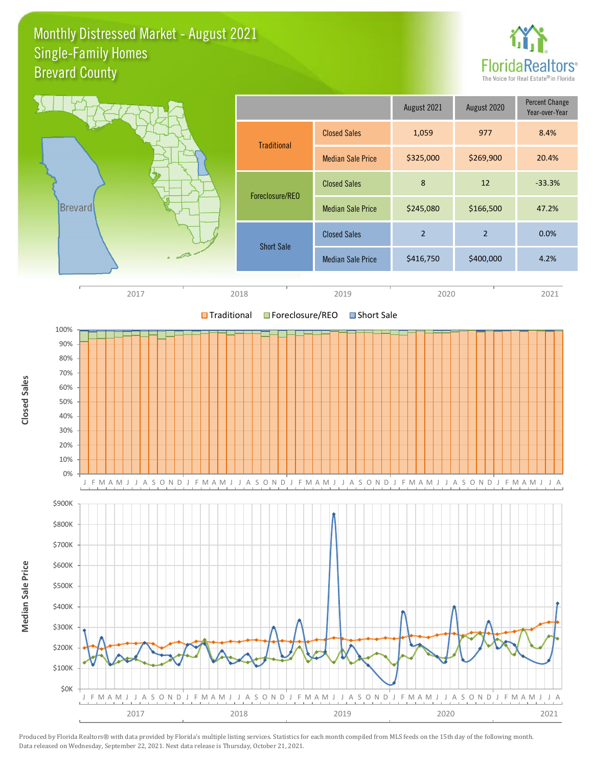# Monthly Distressed Market - August 2021
## Single-Family Homes
## Brevard County

FloridaRealtors®
The Voice for Real Estate® in Florida

Brevard

| | | August 2021 | August 2020 | Percent Change Year-over-Year |
|---|---|---|---|---|
| Traditional | Closed Sales | 1,059 | 977 | 8.4% |
| | Median Sale Price | $325,000 | $269,900 | 20.4% |
| Foreclosure/REO | Closed Sales | 8 | 12 | -33.3% |
| | Median Sale Price | $245,080 | $166,500 | 47.2% |
| Short Sale | Closed Sales | 2 | 2 | 0.0% |
| | Median Sale Price | $416,750 | $400,000 | 4.2% |

2017 2018 2019 2020 2021

Traditional Foreclosure/REO Short Sale

Closed Sales

100% 90% 80% 70% 60% 50% 40% 30% 20% 10% 0%

J F M A M J J A S O N D J F M A M J J A S O N D J F M A M J J A S O N D J F M A M J J A S O N D J F M A M J J A

Median Sale Price

$900K $800K $700K $600K $500K $400K $300K $200K $100K $0K

J F M A M J J A S O N D J F M A M J J A S O N D J F M A M J J A S O N D J F M A M J J A S O N D J F M A M J J A

2017 2018 2019 2020 2021

Produced by Florida Realtors® with data provided by Florida's multiple listing services. Statistics for each month compiled from MLS feeds on the 15th day of the following month. Data released on Wednesday, September 22, 2021. Next data release is Thursday, October 21, 2021.